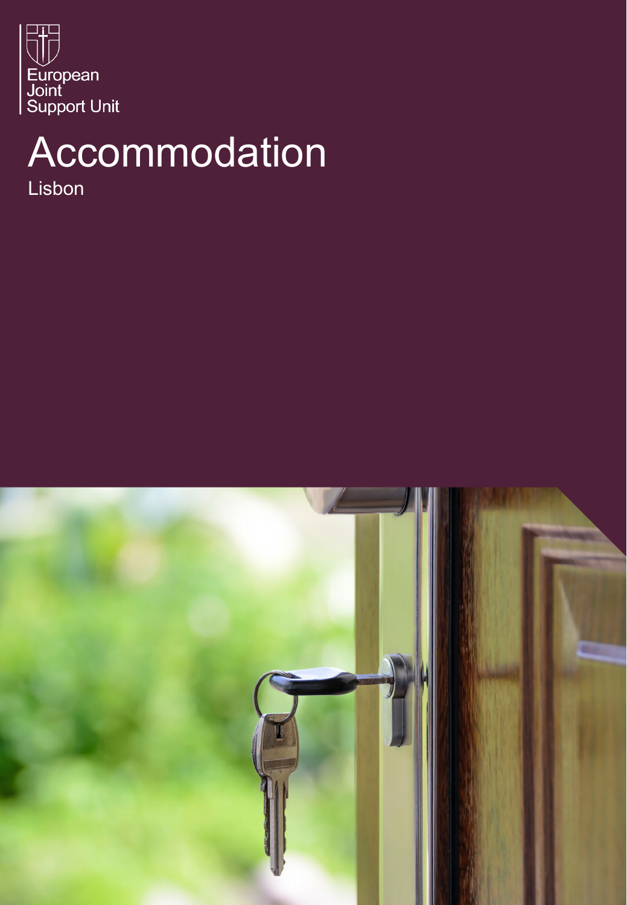European Joint Support Unit

# Accommodation

Lisbon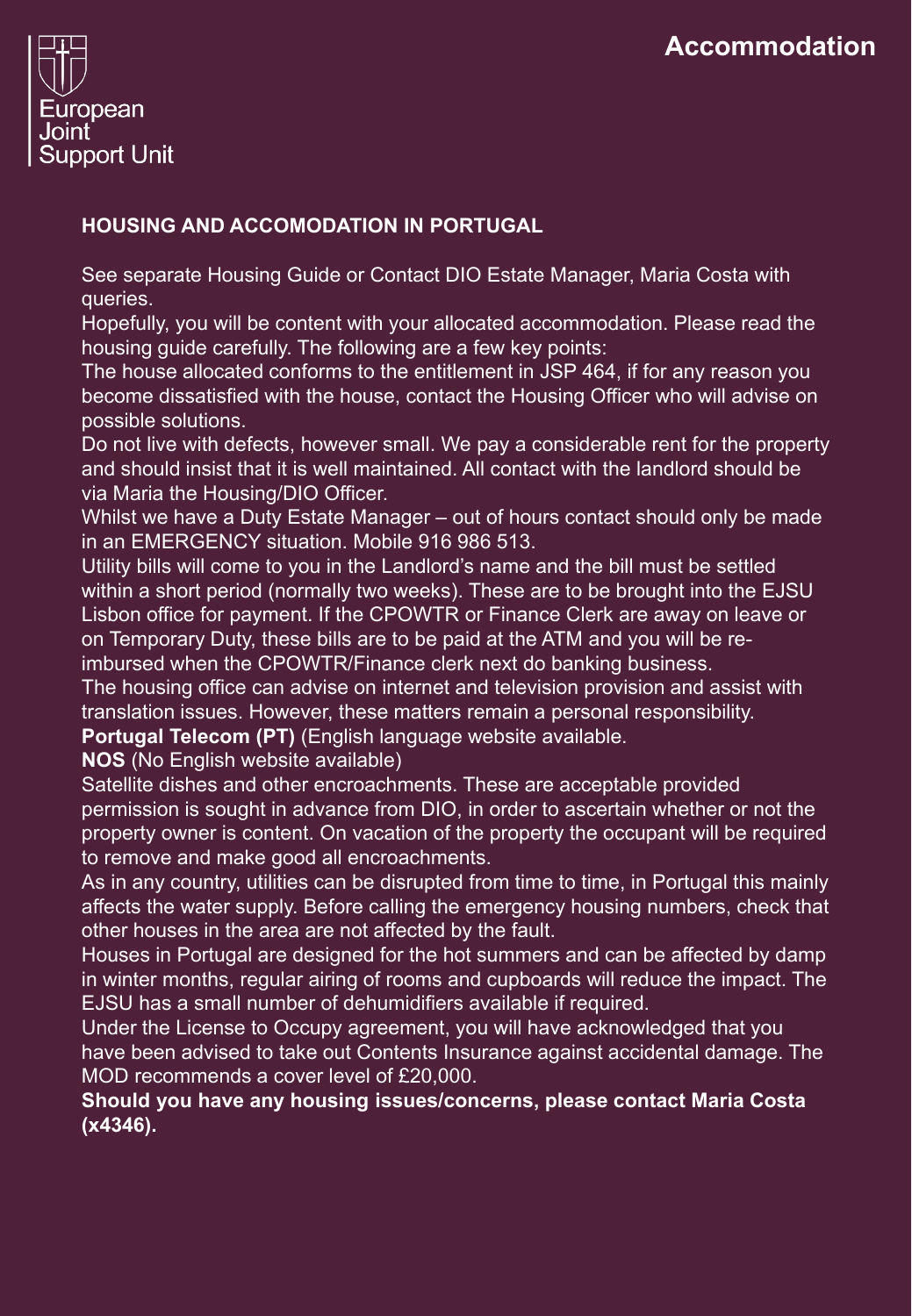European Joint Support Unit

# Accommodation

## HOUSING AND ACCOMODATION IN PORTUGAL

See separate Housing Guide or Contact DIO Estate Manager, Maria Costa with queries.

Hopefully, you will be content with your allocated accommodation. Please read the housing guide carefully. The following are a few key points:

The house allocated conforms to the entitlement in JSP 464, if for any reason you become dissatisfied with the house, contact the Housing Officer who will advise on possible solutions.

Do not live with defects, however small. We pay a considerable rent for the property and should insist that it is well maintained. All contact with the landlord should be via Maria the Housing/DIO Officer.

Whilst we have a Duty Estate Manager – out of hours contact should only be made in an EMERGENCY situation. Mobile 916 986 513.

Utility bills will come to you in the Landlord's name and the bill must be settled within a short period (normally two weeks). These are to be brought into the EJSU Lisbon office for payment. If the CPOWTR or Finance Clerk are away on leave or on Temporary Duty, these bills are to be paid at the ATM and you will be re-imbursed when the CPOWTR/Finance clerk next do banking business.

The housing office can advise on internet and television provision and assist with translation issues. However, these matters remain a personal responsibility.

**Portugal Telecom (PT)** (English language website available.

**NOS** (No English website available)

Satellite dishes and other encroachments. These are acceptable provided permission is sought in advance from DIO, in order to ascertain whether or not the property owner is content. On vacation of the property the occupant will be required to remove and make good all encroachments.

As in any country, utilities can be disrupted from time to time, in Portugal this mainly affects the water supply. Before calling the emergency housing numbers, check that other houses in the area are not affected by the fault.

Houses in Portugal are designed for the hot summers and can be affected by damp in winter months, regular airing of rooms and cupboards will reduce the impact. The EJSU has a small number of dehumidifiers available if required.

Under the License to Occupy agreement, you will have acknowledged that you have been advised to take out Contents Insurance against accidental damage. The MOD recommends a cover level of £20,000.

**Should you have any housing issues/concerns, please contact Maria Costa (x4346).**